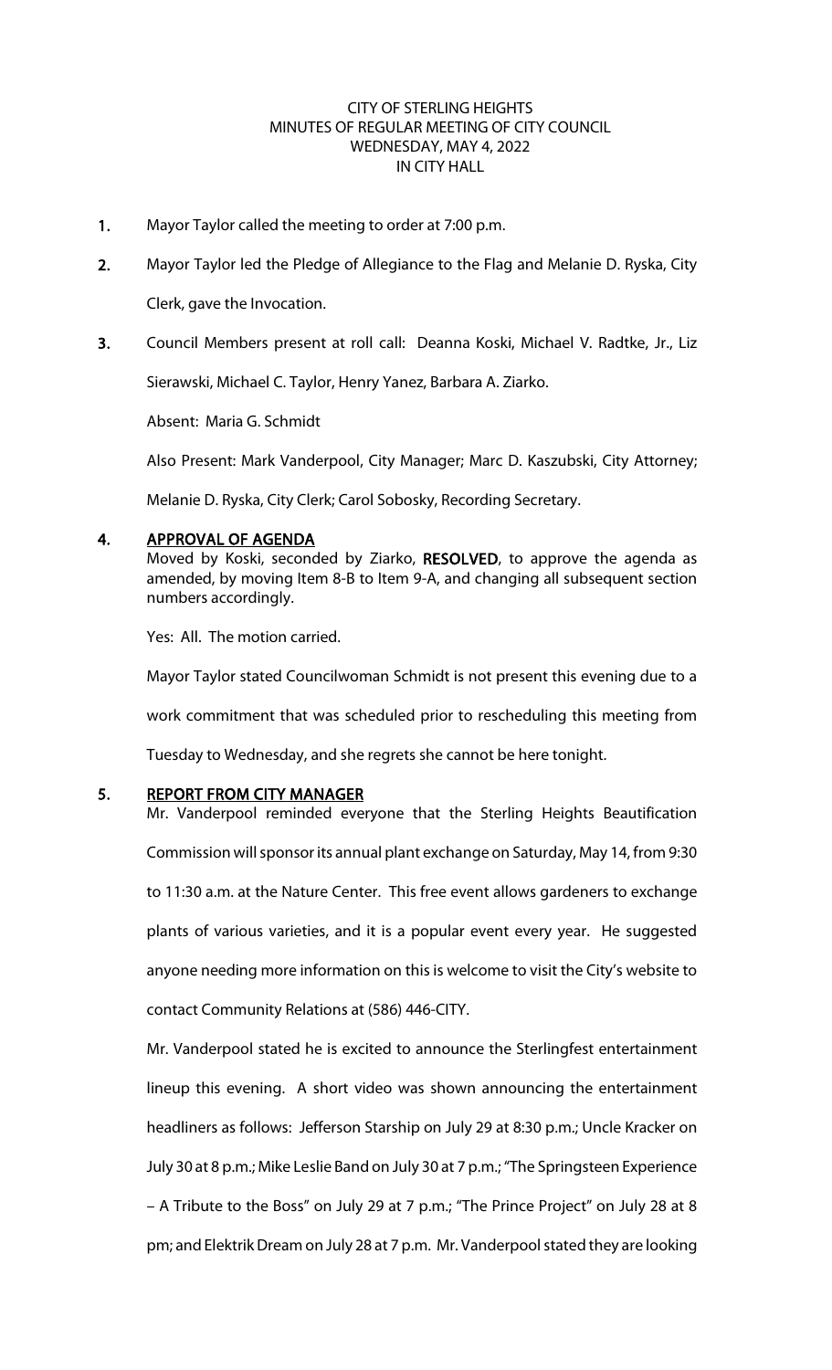CITY OF STERLING HEIGHTS
MINUTES OF REGULAR MEETING OF CITY COUNCIL
WEDNESDAY, MAY 4, 2022
IN CITY HALL

1. Mayor Taylor called the meeting to order at 7:00 p.m.

2. Mayor Taylor led the Pledge of Allegiance to the Flag and Melanie D. Ryska, City Clerk, gave the Invocation.

3. Council Members present at roll call: Deanna Koski, Michael V. Radtke, Jr., Liz Sierawski, Michael C. Taylor, Henry Yanez, Barbara A. Ziarko.

   Absent: Maria G. Schmidt

   Also Present: Mark Vanderpool, City Manager; Marc D. Kaszubski, City Attorney; Melanie D. Ryska, City Clerk; Carol Sobosky, Recording Secretary.

## 4. APPROVAL OF AGENDA

Moved by Koski, seconded by Ziarko, **RESOLVED**, to approve the agenda as amended, by moving Item 8-B to Item 9-A, and changing all subsequent section numbers accordingly.

Yes: All. The motion carried.

Mayor Taylor stated Councilwoman Schmidt is not present this evening due to a work commitment that was scheduled prior to rescheduling this meeting from Tuesday to Wednesday, and she regrets she cannot be here tonight.

## 5. REPORT FROM CITY MANAGER

Mr. Vanderpool reminded everyone that the Sterling Heights Beautification Commission will sponsor its annual plant exchange on Saturday, May 14, from 9:30 to 11:30 a.m. at the Nature Center. This free event allows gardeners to exchange plants of various varieties, and it is a popular event every year. He suggested anyone needing more information on this is welcome to visit the City's website to contact Community Relations at (586) 446-CITY.

Mr. Vanderpool stated he is excited to announce the Sterlingfest entertainment lineup this evening. A short video was shown announcing the entertainment headliners as follows: Jefferson Starship on July 29 at 8:30 p.m.; Uncle Kracker on July 30 at 8 p.m.; Mike Leslie Band on July 30 at 7 p.m.; "The Springsteen Experience – A Tribute to the Boss" on July 29 at 7 p.m.; "The Prince Project" on July 28 at 8 pm; and Elektrik Dream on July 28 at 7 p.m. Mr. Vanderpool stated they are looking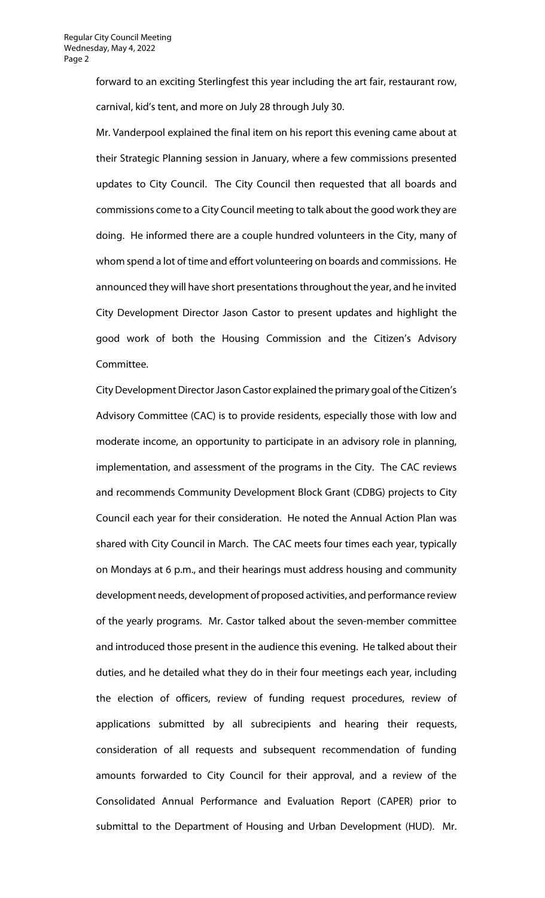forward to an exciting Sterlingfest this year including the art fair, restaurant row, carnival, kid's tent, and more on July 28 through July 30.

Mr. Vanderpool explained the final item on his report this evening came about at their Strategic Planning session in January, where a few commissions presented updates to City Council. The City Council then requested that all boards and commissions come to a City Council meeting to talk about the good work they are doing. He informed there are a couple hundred volunteers in the City, many of whom spend a lot of time and effort volunteering on boards and commissions. He announced they will have short presentations throughout the year, and he invited City Development Director Jason Castor to present updates and highlight the good work of both the Housing Commission and the Citizen's Advisory Committee.

City Development Director Jason Castor explained the primary goal of the Citizen's Advisory Committee (CAC) is to provide residents, especially those with low and moderate income, an opportunity to participate in an advisory role in planning, implementation, and assessment of the programs in the City. The CAC reviews and recommends Community Development Block Grant (CDBG) projects to City Council each year for their consideration. He noted the Annual Action Plan was shared with City Council in March. The CAC meets four times each year, typically on Mondays at 6 p.m., and their hearings must address housing and community development needs, development of proposed activities, and performance review of the yearly programs. Mr. Castor talked about the seven-member committee and introduced those present in the audience this evening. He talked about their duties, and he detailed what they do in their four meetings each year, including the election of officers, review of funding request procedures, review of applications submitted by all subrecipients and hearing their requests, consideration of all requests and subsequent recommendation of funding amounts forwarded to City Council for their approval, and a review of the Consolidated Annual Performance and Evaluation Report (CAPER) prior to submittal to the Department of Housing and Urban Development (HUD). Mr.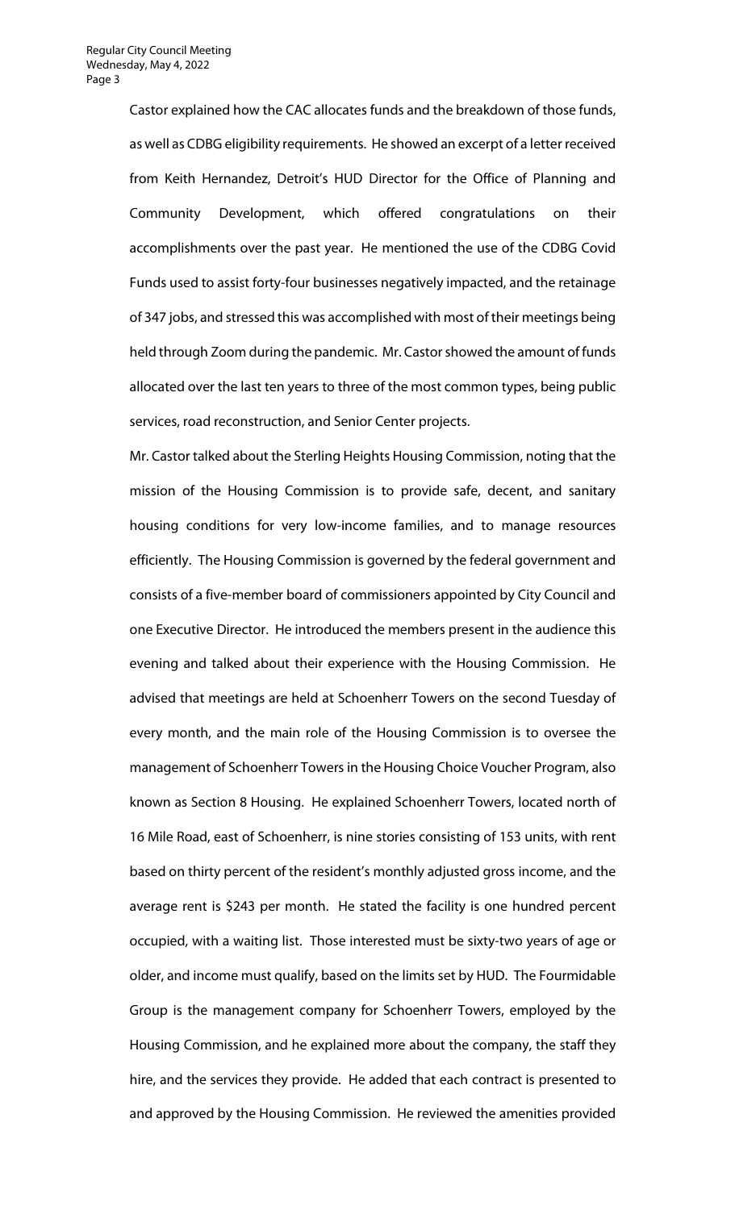Castor explained how the CAC allocates funds and the breakdown of those funds, as well as CDBG eligibility requirements. He showed an excerpt of a letter received from Keith Hernandez, Detroit's HUD Director for the Office of Planning and Community Development, which offered congratulations on their accomplishments over the past year. He mentioned the use of the CDBG Covid Funds used to assist forty-four businesses negatively impacted, and the retainage of 347 jobs, and stressed this was accomplished with most of their meetings being held through Zoom during the pandemic. Mr. Castor showed the amount of funds allocated over the last ten years to three of the most common types, being public services, road reconstruction, and Senior Center projects.

Mr. Castor talked about the Sterling Heights Housing Commission, noting that the mission of the Housing Commission is to provide safe, decent, and sanitary housing conditions for very low-income families, and to manage resources efficiently. The Housing Commission is governed by the federal government and consists of a five-member board of commissioners appointed by City Council and one Executive Director. He introduced the members present in the audience this evening and talked about their experience with the Housing Commission. He advised that meetings are held at Schoenherr Towers on the second Tuesday of every month, and the main role of the Housing Commission is to oversee the management of Schoenherr Towers in the Housing Choice Voucher Program, also known as Section 8 Housing. He explained Schoenherr Towers, located north of 16 Mile Road, east of Schoenherr, is nine stories consisting of 153 units, with rent based on thirty percent of the resident's monthly adjusted gross income, and the average rent is $243 per month. He stated the facility is one hundred percent occupied, with a waiting list. Those interested must be sixty-two years of age or older, and income must qualify, based on the limits set by HUD. The Fourmidable Group is the management company for Schoenherr Towers, employed by the Housing Commission, and he explained more about the company, the staff they hire, and the services they provide. He added that each contract is presented to and approved by the Housing Commission. He reviewed the amenities provided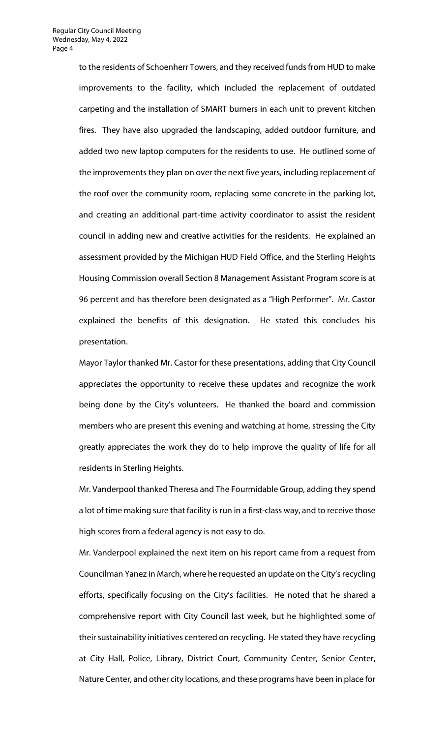to the residents of Schoenherr Towers, and they received funds from HUD to make improvements to the facility, which included the replacement of outdated carpeting and the installation of SMART burners in each unit to prevent kitchen fires. They have also upgraded the landscaping, added outdoor furniture, and added two new laptop computers for the residents to use. He outlined some of the improvements they plan on over the next five years, including replacement of the roof over the community room, replacing some concrete in the parking lot, and creating an additional part-time activity coordinator to assist the resident council in adding new and creative activities for the residents. He explained an assessment provided by the Michigan HUD Field Office, and the Sterling Heights Housing Commission overall Section 8 Management Assistant Program score is at 96 percent and has therefore been designated as a "High Performer". Mr. Castor explained the benefits of this designation. He stated this concludes his presentation.

Mayor Taylor thanked Mr. Castor for these presentations, adding that City Council appreciates the opportunity to receive these updates and recognize the work being done by the City's volunteers. He thanked the board and commission members who are present this evening and watching at home, stressing the City greatly appreciates the work they do to help improve the quality of life for all residents in Sterling Heights.

Mr. Vanderpool thanked Theresa and The Fourmidable Group, adding they spend a lot of time making sure that facility is run in a first-class way, and to receive those high scores from a federal agency is not easy to do.

Mr. Vanderpool explained the next item on his report came from a request from Councilman Yanez in March, where he requested an update on the City's recycling efforts, specifically focusing on the City's facilities. He noted that he shared a comprehensive report with City Council last week, but he highlighted some of their sustainability initiatives centered on recycling. He stated they have recycling at City Hall, Police, Library, District Court, Community Center, Senior Center, Nature Center, and other city locations, and these programs have been in place for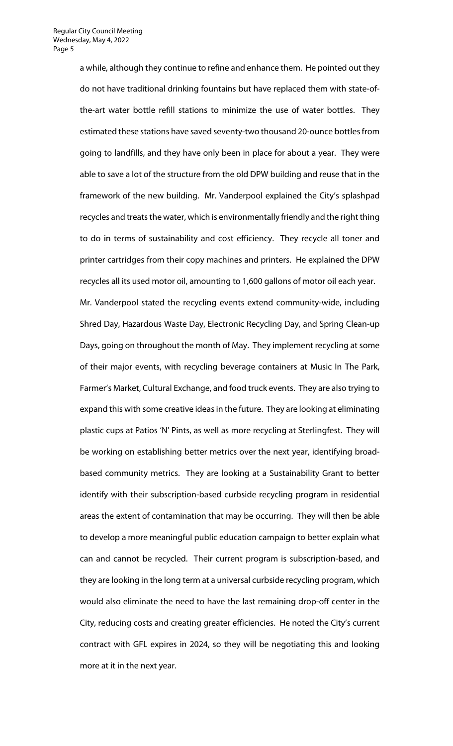a while, although they continue to refine and enhance them. He pointed out they do not have traditional drinking fountains but have replaced them with state-of-the-art water bottle refill stations to minimize the use of water bottles. They estimated these stations have saved seventy-two thousand 20-ounce bottles from going to landfills, and they have only been in place for about a year. They were able to save a lot of the structure from the old DPW building and reuse that in the framework of the new building. Mr. Vanderpool explained the City's splashpad recycles and treats the water, which is environmentally friendly and the right thing to do in terms of sustainability and cost efficiency. They recycle all toner and printer cartridges from their copy machines and printers. He explained the DPW recycles all its used motor oil, amounting to 1,600 gallons of motor oil each year.

Mr. Vanderpool stated the recycling events extend community-wide, including Shred Day, Hazardous Waste Day, Electronic Recycling Day, and Spring Clean-up Days, going on throughout the month of May. They implement recycling at some of their major events, with recycling beverage containers at Music In The Park, Farmer's Market, Cultural Exchange, and food truck events. They are also trying to expand this with some creative ideas in the future. They are looking at eliminating plastic cups at Patios 'N' Pints, as well as more recycling at Sterlingfest. They will be working on establishing better metrics over the next year, identifying broad-based community metrics. They are looking at a Sustainability Grant to better identify with their subscription-based curbside recycling program in residential areas the extent of contamination that may be occurring. They will then be able to develop a more meaningful public education campaign to better explain what can and cannot be recycled. Their current program is subscription-based, and they are looking in the long term at a universal curbside recycling program, which would also eliminate the need to have the last remaining drop-off center in the City, reducing costs and creating greater efficiencies. He noted the City's current contract with GFL expires in 2024, so they will be negotiating this and looking more at it in the next year.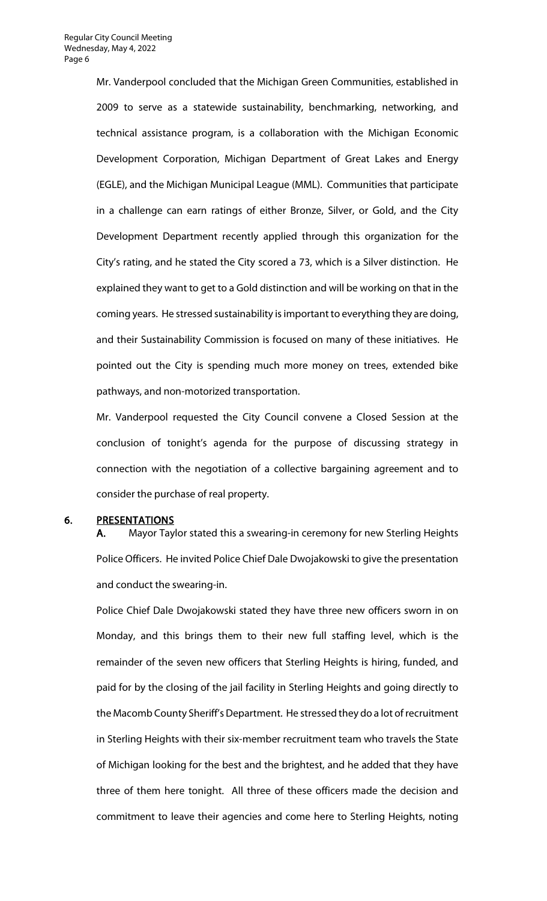Mr. Vanderpool concluded that the Michigan Green Communities, established in 2009 to serve as a statewide sustainability, benchmarking, networking, and technical assistance program, is a collaboration with the Michigan Economic Development Corporation, Michigan Department of Great Lakes and Energy (EGLE), and the Michigan Municipal League (MML). Communities that participate in a challenge can earn ratings of either Bronze, Silver, or Gold, and the City Development Department recently applied through this organization for the City's rating, and he stated the City scored a 73, which is a Silver distinction. He explained they want to get to a Gold distinction and will be working on that in the coming years. He stressed sustainability is important to everything they are doing, and their Sustainability Commission is focused on many of these initiatives. He pointed out the City is spending much more money on trees, extended bike pathways, and non-motorized transportation.

Mr. Vanderpool requested the City Council convene a Closed Session at the conclusion of tonight's agenda for the purpose of discussing strategy in connection with the negotiation of a collective bargaining agreement and to consider the purchase of real property.

## 6. PRESENTATIONS

**A.** Mayor Taylor stated this a swearing-in ceremony for new Sterling Heights Police Officers. He invited Police Chief Dale Dwojakowski to give the presentation and conduct the swearing-in.

Police Chief Dale Dwojakowski stated they have three new officers sworn in on Monday, and this brings them to their new full staffing level, which is the remainder of the seven new officers that Sterling Heights is hiring, funded, and paid for by the closing of the jail facility in Sterling Heights and going directly to the Macomb County Sheriff's Department. He stressed they do a lot of recruitment in Sterling Heights with their six-member recruitment team who travels the State of Michigan looking for the best and the brightest, and he added that they have three of them here tonight. All three of these officers made the decision and commitment to leave their agencies and come here to Sterling Heights, noting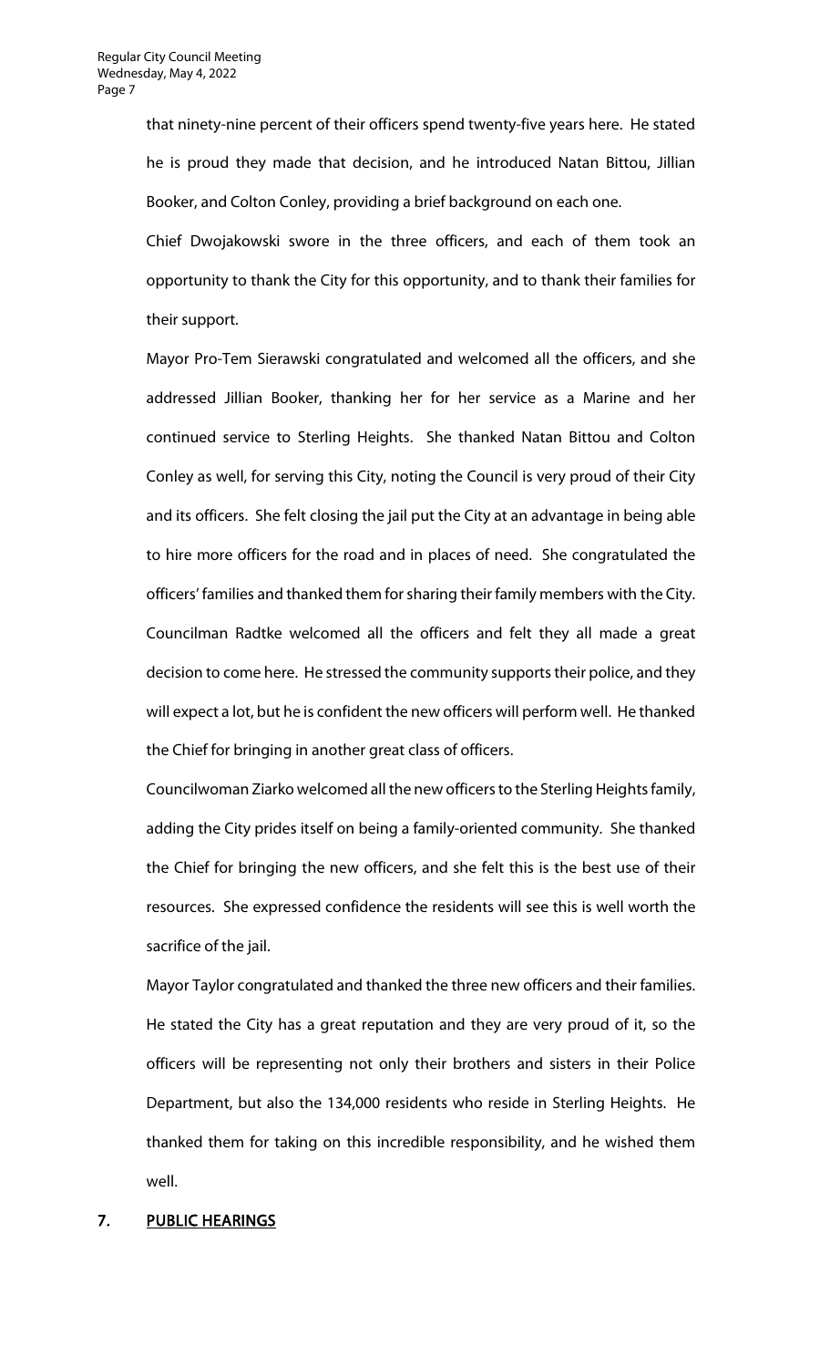that ninety-nine percent of their officers spend twenty-five years here. He stated he is proud they made that decision, and he introduced Natan Bittou, Jillian Booker, and Colton Conley, providing a brief background on each one.

Chief Dwojakowski swore in the three officers, and each of them took an opportunity to thank the City for this opportunity, and to thank their families for their support.

Mayor Pro-Tem Sierawski congratulated and welcomed all the officers, and she addressed Jillian Booker, thanking her for her service as a Marine and her continued service to Sterling Heights. She thanked Natan Bittou and Colton Conley as well, for serving this City, noting the Council is very proud of their City and its officers. She felt closing the jail put the City at an advantage in being able to hire more officers for the road and in places of need. She congratulated the officers' families and thanked them for sharing their family members with the City.

Councilman Radtke welcomed all the officers and felt they all made a great decision to come here. He stressed the community supports their police, and they will expect a lot, but he is confident the new officers will perform well. He thanked the Chief for bringing in another great class of officers.

Councilwoman Ziarko welcomed all the new officers to the Sterling Heights family, adding the City prides itself on being a family-oriented community. She thanked the Chief for bringing the new officers, and she felt this is the best use of their resources. She expressed confidence the residents will see this is well worth the sacrifice of the jail.

Mayor Taylor congratulated and thanked the three new officers and their families. He stated the City has a great reputation and they are very proud of it, so the officers will be representing not only their brothers and sisters in their Police Department, but also the 134,000 residents who reside in Sterling Heights. He thanked them for taking on this incredible responsibility, and he wished them well.

## 7. PUBLIC HEARINGS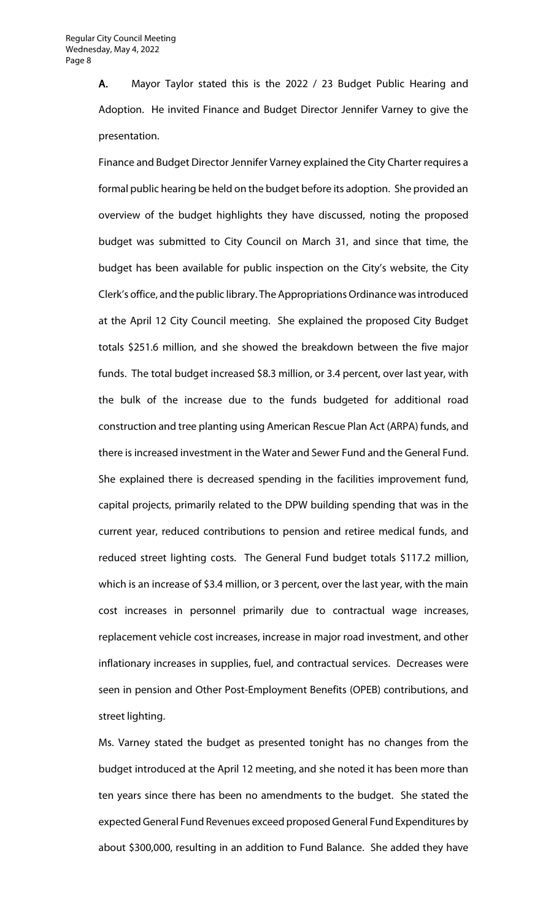**A.** Mayor Taylor stated this is the 2022 / 23 Budget Public Hearing and Adoption. He invited Finance and Budget Director Jennifer Varney to give the presentation.

Finance and Budget Director Jennifer Varney explained the City Charter requires a formal public hearing be held on the budget before its adoption. She provided an overview of the budget highlights they have discussed, noting the proposed budget was submitted to City Council on March 31, and since that time, the budget has been available for public inspection on the City's website, the City Clerk's office, and the public library. The Appropriations Ordinance was introduced at the April 12 City Council meeting. She explained the proposed City Budget totals $251.6 million, and she showed the breakdown between the five major funds. The total budget increased $8.3 million, or 3.4 percent, over last year, with the bulk of the increase due to the funds budgeted for additional road construction and tree planting using American Rescue Plan Act (ARPA) funds, and there is increased investment in the Water and Sewer Fund and the General Fund. She explained there is decreased spending in the facilities improvement fund, capital projects, primarily related to the DPW building spending that was in the current year, reduced contributions to pension and retiree medical funds, and reduced street lighting costs. The General Fund budget totals $117.2 million, which is an increase of $3.4 million, or 3 percent, over the last year, with the main cost increases in personnel primarily due to contractual wage increases, replacement vehicle cost increases, increase in major road investment, and other inflationary increases in supplies, fuel, and contractual services. Decreases were seen in pension and Other Post-Employment Benefits (OPEB) contributions, and street lighting.

Ms. Varney stated the budget as presented tonight has no changes from the budget introduced at the April 12 meeting, and she noted it has been more than ten years since there has been no amendments to the budget. She stated the expected General Fund Revenues exceed proposed General Fund Expenditures by about $300,000, resulting in an addition to Fund Balance. She added they have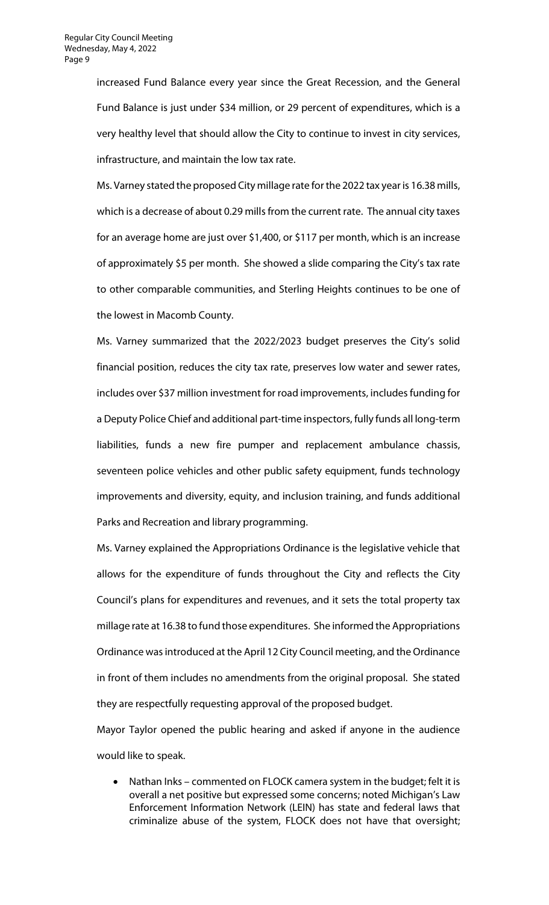increased Fund Balance every year since the Great Recession, and the General Fund Balance is just under $34 million, or 29 percent of expenditures, which is a very healthy level that should allow the City to continue to invest in city services, infrastructure, and maintain the low tax rate.

Ms. Varney stated the proposed City millage rate for the 2022 tax year is 16.38 mills, which is a decrease of about 0.29 mills from the current rate. The annual city taxes for an average home are just over $1,400, or $117 per month, which is an increase of approximately $5 per month. She showed a slide comparing the City's tax rate to other comparable communities, and Sterling Heights continues to be one of the lowest in Macomb County.

Ms. Varney summarized that the 2022/2023 budget preserves the City's solid financial position, reduces the city tax rate, preserves low water and sewer rates, includes over $37 million investment for road improvements, includes funding for a Deputy Police Chief and additional part-time inspectors, fully funds all long-term liabilities, funds a new fire pumper and replacement ambulance chassis, seventeen police vehicles and other public safety equipment, funds technology improvements and diversity, equity, and inclusion training, and funds additional Parks and Recreation and library programming.

Ms. Varney explained the Appropriations Ordinance is the legislative vehicle that allows for the expenditure of funds throughout the City and reflects the City Council's plans for expenditures and revenues, and it sets the total property tax millage rate at 16.38 to fund those expenditures. She informed the Appropriations Ordinance was introduced at the April 12 City Council meeting, and the Ordinance in front of them includes no amendments from the original proposal. She stated they are respectfully requesting approval of the proposed budget.

Mayor Taylor opened the public hearing and asked if anyone in the audience would like to speak.

- Nathan Inks – commented on FLOCK camera system in the budget; felt it is overall a net positive but expressed some concerns; noted Michigan's Law Enforcement Information Network (LEIN) has state and federal laws that criminalize abuse of the system, FLOCK does not have that oversight;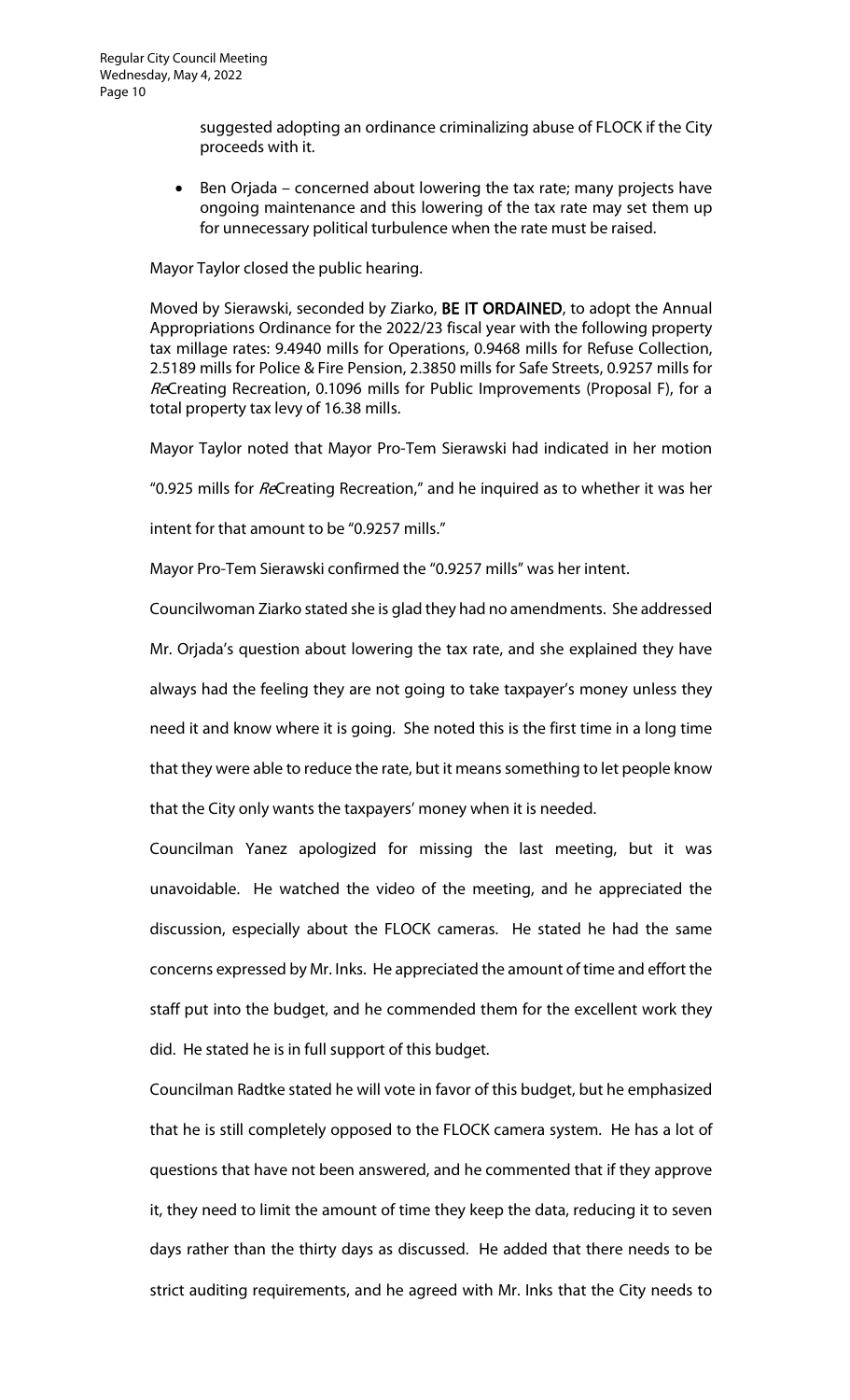suggested adopting an ordinance criminalizing abuse of FLOCK if the City proceeds with it.

- Ben Orjada – concerned about lowering the tax rate; many projects have ongoing maintenance and this lowering of the tax rate may set them up for unnecessary political turbulence when the rate must be raised.

Mayor Taylor closed the public hearing.

Moved by Sierawski, seconded by Ziarko, **BE IT ORDAINED**, to adopt the Annual Appropriations Ordinance for the 2022/23 fiscal year with the following property tax millage rates: 9.4940 mills for Operations, 0.9468 mills for Refuse Collection, 2.5189 mills for Police & Fire Pension, 2.3850 mills for Safe Streets, 0.9257 mills for *Re*Creating Recreation, 0.1096 mills for Public Improvements (Proposal F), for a total property tax levy of 16.38 mills.

Mayor Taylor noted that Mayor Pro-Tem Sierawski had indicated in her motion "0.925 mills for *Re*Creating Recreation," and he inquired as to whether it was her intent for that amount to be "0.9257 mills."

Mayor Pro-Tem Sierawski confirmed the "0.9257 mills" was her intent.

Councilwoman Ziarko stated she is glad they had no amendments. She addressed Mr. Orjada's question about lowering the tax rate, and she explained they have always had the feeling they are not going to take taxpayer's money unless they need it and know where it is going. She noted this is the first time in a long time that they were able to reduce the rate, but it means something to let people know that the City only wants the taxpayers' money when it is needed.

Councilman Yanez apologized for missing the last meeting, but it was unavoidable. He watched the video of the meeting, and he appreciated the discussion, especially about the FLOCK cameras. He stated he had the same concerns expressed by Mr. Inks. He appreciated the amount of time and effort the staff put into the budget, and he commended them for the excellent work they did. He stated he is in full support of this budget.

Councilman Radtke stated he will vote in favor of this budget, but he emphasized that he is still completely opposed to the FLOCK camera system. He has a lot of questions that have not been answered, and he commented that if they approve it, they need to limit the amount of time they keep the data, reducing it to seven days rather than the thirty days as discussed. He added that there needs to be strict auditing requirements, and he agreed with Mr. Inks that the City needs to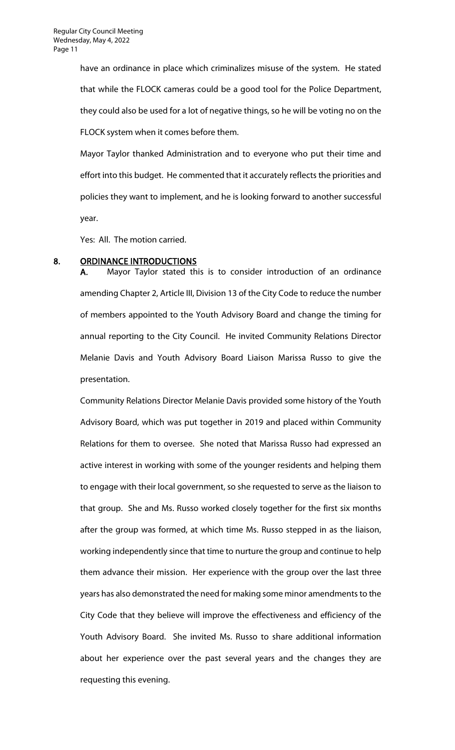have an ordinance in place which criminalizes misuse of the system. He stated that while the FLOCK cameras could be a good tool for the Police Department, they could also be used for a lot of negative things, so he will be voting no on the FLOCK system when it comes before them.

Mayor Taylor thanked Administration and to everyone who put their time and effort into this budget. He commented that it accurately reflects the priorities and policies they want to implement, and he is looking forward to another successful year.

Yes: All. The motion carried.

## 8. ORDINANCE INTRODUCTIONS

**A.** Mayor Taylor stated this is to consider introduction of an ordinance amending Chapter 2, Article III, Division 13 of the City Code to reduce the number of members appointed to the Youth Advisory Board and change the timing for annual reporting to the City Council. He invited Community Relations Director Melanie Davis and Youth Advisory Board Liaison Marissa Russo to give the presentation.

Community Relations Director Melanie Davis provided some history of the Youth Advisory Board, which was put together in 2019 and placed within Community Relations for them to oversee. She noted that Marissa Russo had expressed an active interest in working with some of the younger residents and helping them to engage with their local government, so she requested to serve as the liaison to that group. She and Ms. Russo worked closely together for the first six months after the group was formed, at which time Ms. Russo stepped in as the liaison, working independently since that time to nurture the group and continue to help them advance their mission. Her experience with the group over the last three years has also demonstrated the need for making some minor amendments to the City Code that they believe will improve the effectiveness and efficiency of the Youth Advisory Board. She invited Ms. Russo to share additional information about her experience over the past several years and the changes they are requesting this evening.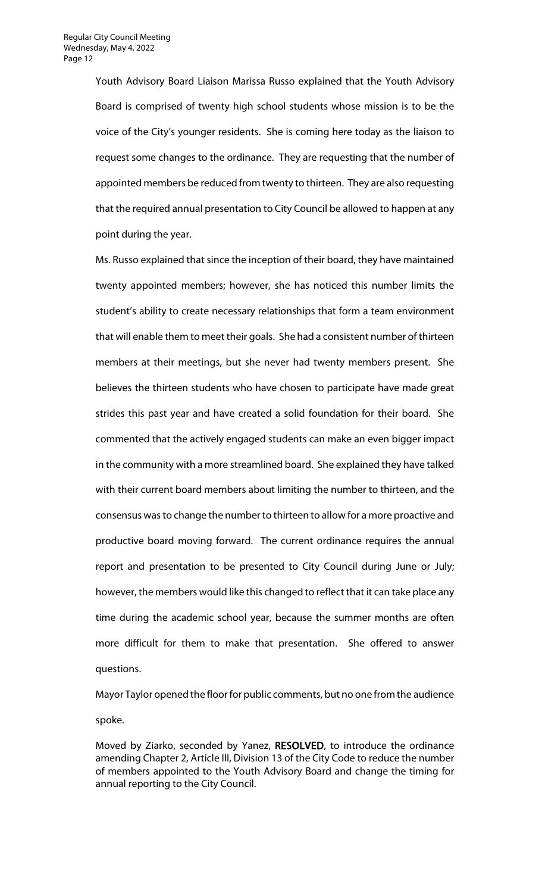Youth Advisory Board Liaison Marissa Russo explained that the Youth Advisory Board is comprised of twenty high school students whose mission is to be the voice of the City's younger residents. She is coming here today as the liaison to request some changes to the ordinance. They are requesting that the number of appointed members be reduced from twenty to thirteen. They are also requesting that the required annual presentation to City Council be allowed to happen at any point during the year.

Ms. Russo explained that since the inception of their board, they have maintained twenty appointed members; however, she has noticed this number limits the student's ability to create necessary relationships that form a team environment that will enable them to meet their goals. She had a consistent number of thirteen members at their meetings, but she never had twenty members present. She believes the thirteen students who have chosen to participate have made great strides this past year and have created a solid foundation for their board. She commented that the actively engaged students can make an even bigger impact in the community with a more streamlined board. She explained they have talked with their current board members about limiting the number to thirteen, and the consensus was to change the number to thirteen to allow for a more proactive and productive board moving forward. The current ordinance requires the annual report and presentation to be presented to City Council during June or July; however, the members would like this changed to reflect that it can take place any time during the academic school year, because the summer months are often more difficult for them to make that presentation. She offered to answer questions.

Mayor Taylor opened the floor for public comments, but no one from the audience spoke.

Moved by Ziarko, seconded by Yanez, **RESOLVED**, to introduce the ordinance amending Chapter 2, Article III, Division 13 of the City Code to reduce the number of members appointed to the Youth Advisory Board and change the timing for annual reporting to the City Council.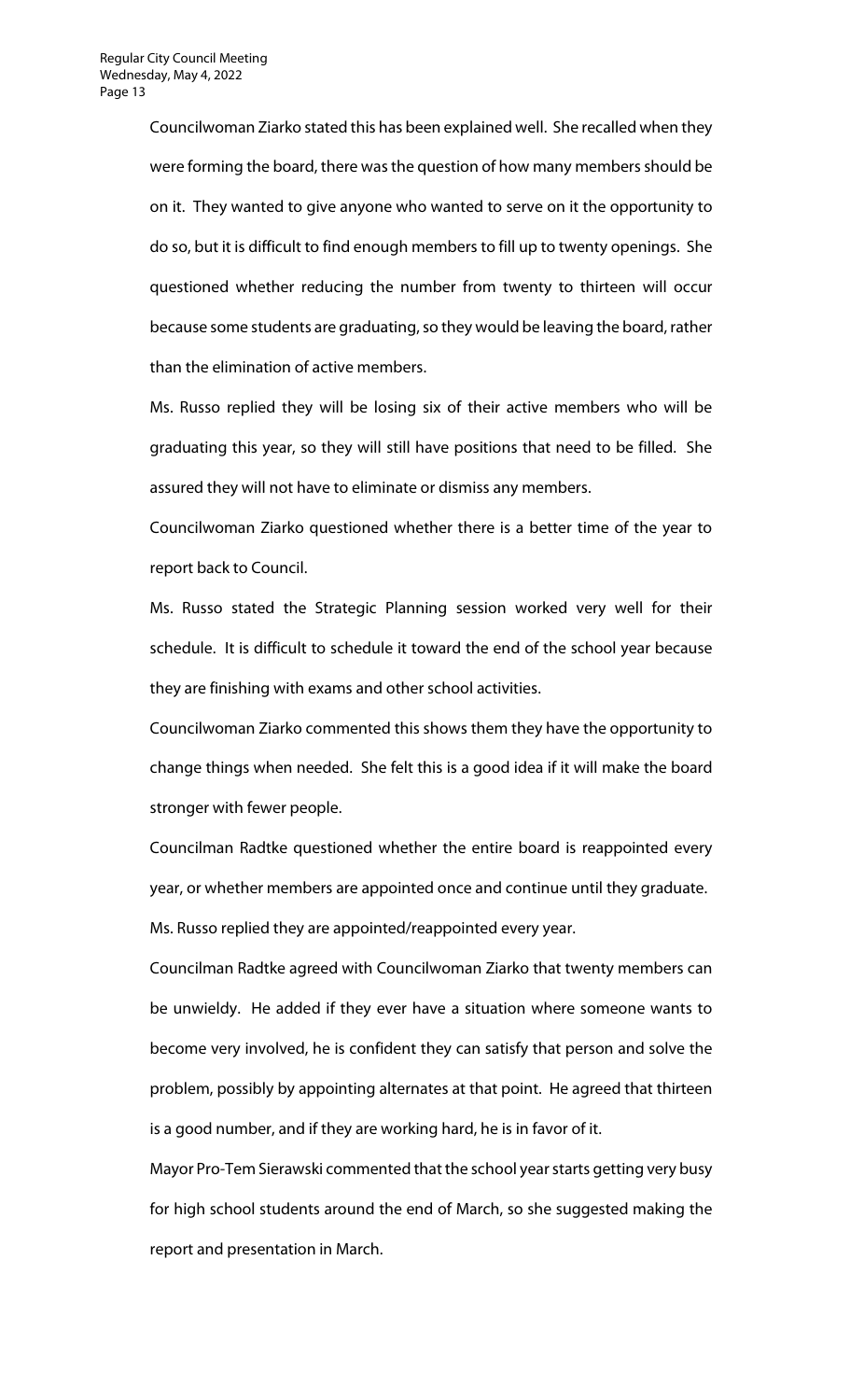Councilwoman Ziarko stated this has been explained well. She recalled when they were forming the board, there was the question of how many members should be on it. They wanted to give anyone who wanted to serve on it the opportunity to do so, but it is difficult to find enough members to fill up to twenty openings. She questioned whether reducing the number from twenty to thirteen will occur because some students are graduating, so they would be leaving the board, rather than the elimination of active members.

Ms. Russo replied they will be losing six of their active members who will be graduating this year, so they will still have positions that need to be filled. She assured they will not have to eliminate or dismiss any members.

Councilwoman Ziarko questioned whether there is a better time of the year to report back to Council.

Ms. Russo stated the Strategic Planning session worked very well for their schedule. It is difficult to schedule it toward the end of the school year because they are finishing with exams and other school activities.

Councilwoman Ziarko commented this shows them they have the opportunity to change things when needed. She felt this is a good idea if it will make the board stronger with fewer people.

Councilman Radtke questioned whether the entire board is reappointed every year, or whether members are appointed once and continue until they graduate.

Ms. Russo replied they are appointed/reappointed every year.

Councilman Radtke agreed with Councilwoman Ziarko that twenty members can be unwieldy. He added if they ever have a situation where someone wants to become very involved, he is confident they can satisfy that person and solve the problem, possibly by appointing alternates at that point. He agreed that thirteen is a good number, and if they are working hard, he is in favor of it.

Mayor Pro-Tem Sierawski commented that the school year starts getting very busy for high school students around the end of March, so she suggested making the report and presentation in March.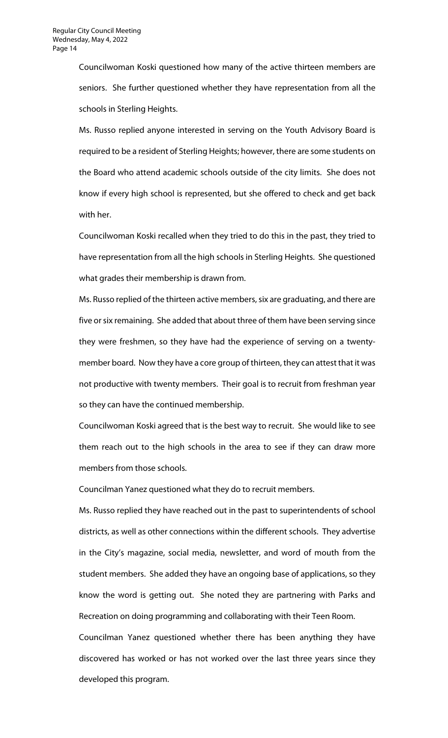Councilwoman Koski questioned how many of the active thirteen members are seniors. She further questioned whether they have representation from all the schools in Sterling Heights.

Ms. Russo replied anyone interested in serving on the Youth Advisory Board is required to be a resident of Sterling Heights; however, there are some students on the Board who attend academic schools outside of the city limits. She does not know if every high school is represented, but she offered to check and get back with her.

Councilwoman Koski recalled when they tried to do this in the past, they tried to have representation from all the high schools in Sterling Heights. She questioned what grades their membership is drawn from.

Ms. Russo replied of the thirteen active members, six are graduating, and there are five or six remaining. She added that about three of them have been serving since they were freshmen, so they have had the experience of serving on a twenty-member board. Now they have a core group of thirteen, they can attest that it was not productive with twenty members. Their goal is to recruit from freshman year so they can have the continued membership.

Councilwoman Koski agreed that is the best way to recruit. She would like to see them reach out to the high schools in the area to see if they can draw more members from those schools.

Councilman Yanez questioned what they do to recruit members.

Ms. Russo replied they have reached out in the past to superintendents of school districts, as well as other connections within the different schools. They advertise in the City's magazine, social media, newsletter, and word of mouth from the student members. She added they have an ongoing base of applications, so they know the word is getting out. She noted they are partnering with Parks and Recreation on doing programming and collaborating with their Teen Room.

Councilman Yanez questioned whether there has been anything they have discovered has worked or has not worked over the last three years since they developed this program.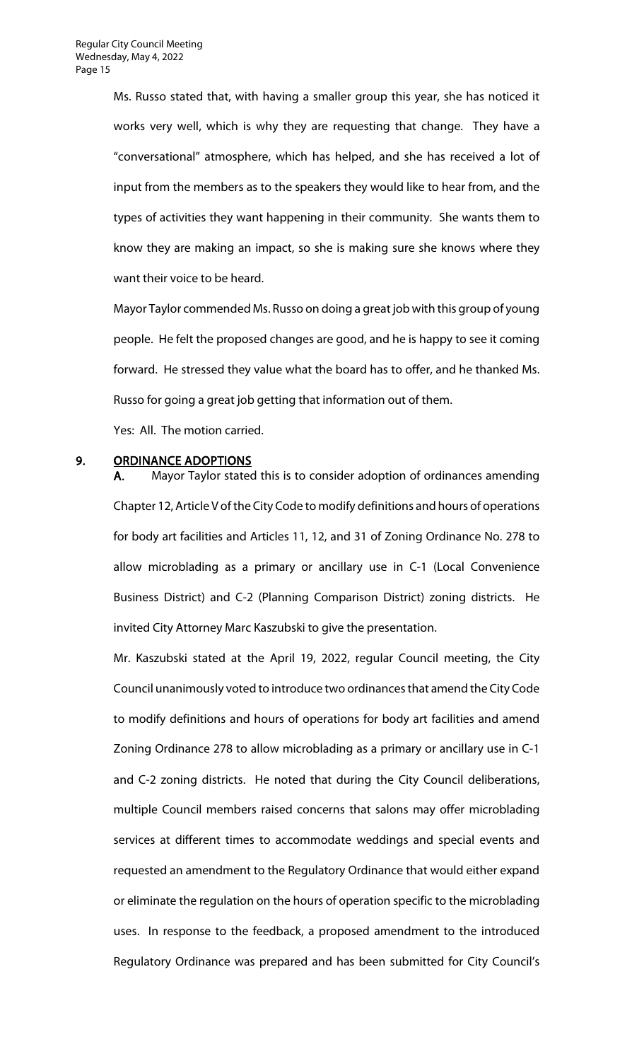Ms. Russo stated that, with having a smaller group this year, she has noticed it works very well, which is why they are requesting that change. They have a "conversational" atmosphere, which has helped, and she has received a lot of input from the members as to the speakers they would like to hear from, and the types of activities they want happening in their community. She wants them to know they are making an impact, so she is making sure she knows where they want their voice to be heard.

Mayor Taylor commended Ms. Russo on doing a great job with this group of young people. He felt the proposed changes are good, and he is happy to see it coming forward. He stressed they value what the board has to offer, and he thanked Ms. Russo for going a great job getting that information out of them.

Yes: All. The motion carried.

## 9. ORDINANCE ADOPTIONS

**A.** Mayor Taylor stated this is to consider adoption of ordinances amending Chapter 12, Article V of the City Code to modify definitions and hours of operations for body art facilities and Articles 11, 12, and 31 of Zoning Ordinance No. 278 to allow microblading as a primary or ancillary use in C-1 (Local Convenience Business District) and C-2 (Planning Comparison District) zoning districts. He invited City Attorney Marc Kaszubski to give the presentation.

Mr. Kaszubski stated at the April 19, 2022, regular Council meeting, the City Council unanimously voted to introduce two ordinances that amend the City Code to modify definitions and hours of operations for body art facilities and amend Zoning Ordinance 278 to allow microblading as a primary or ancillary use in C-1 and C-2 zoning districts. He noted that during the City Council deliberations, multiple Council members raised concerns that salons may offer microblading services at different times to accommodate weddings and special events and requested an amendment to the Regulatory Ordinance that would either expand or eliminate the regulation on the hours of operation specific to the microblading uses. In response to the feedback, a proposed amendment to the introduced Regulatory Ordinance was prepared and has been submitted for City Council's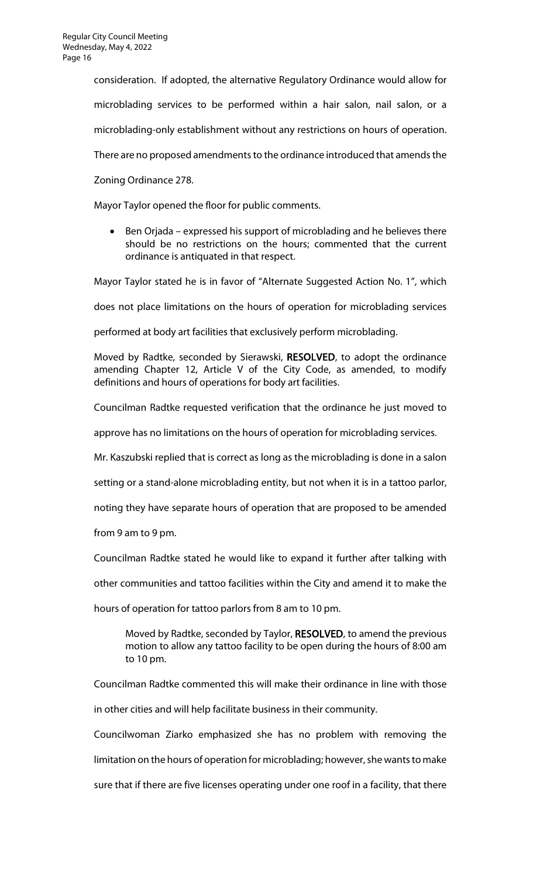consideration. If adopted, the alternative Regulatory Ordinance would allow for microblading services to be performed within a hair salon, nail salon, or a microblading-only establishment without any restrictions on hours of operation. There are no proposed amendments to the ordinance introduced that amends the Zoning Ordinance 278.

Mayor Taylor opened the floor for public comments.

- Ben Orjada – expressed his support of microblading and he believes there should be no restrictions on the hours; commented that the current ordinance is antiquated in that respect.

Mayor Taylor stated he is in favor of "Alternate Suggested Action No. 1", which does not place limitations on the hours of operation for microblading services performed at body art facilities that exclusively perform microblading.

Moved by Radtke, seconded by Sierawski, **RESOLVED**, to adopt the ordinance amending Chapter 12, Article V of the City Code, as amended, to modify definitions and hours of operations for body art facilities.

Councilman Radtke requested verification that the ordinance he just moved to approve has no limitations on the hours of operation for microblading services.

Mr. Kaszubski replied that is correct as long as the microblading is done in a salon setting or a stand-alone microblading entity, but not when it is in a tattoo parlor, noting they have separate hours of operation that are proposed to be amended from 9 am to 9 pm.

Councilman Radtke stated he would like to expand it further after talking with other communities and tattoo facilities within the City and amend it to make the hours of operation for tattoo parlors from 8 am to 10 pm.

> Moved by Radtke, seconded by Taylor, **RESOLVED**, to amend the previous motion to allow any tattoo facility to be open during the hours of 8:00 am to 10 pm.

Councilman Radtke commented this will make their ordinance in line with those in other cities and will help facilitate business in their community.

Councilwoman Ziarko emphasized she has no problem with removing the limitation on the hours of operation for microblading; however, she wants to make sure that if there are five licenses operating under one roof in a facility, that there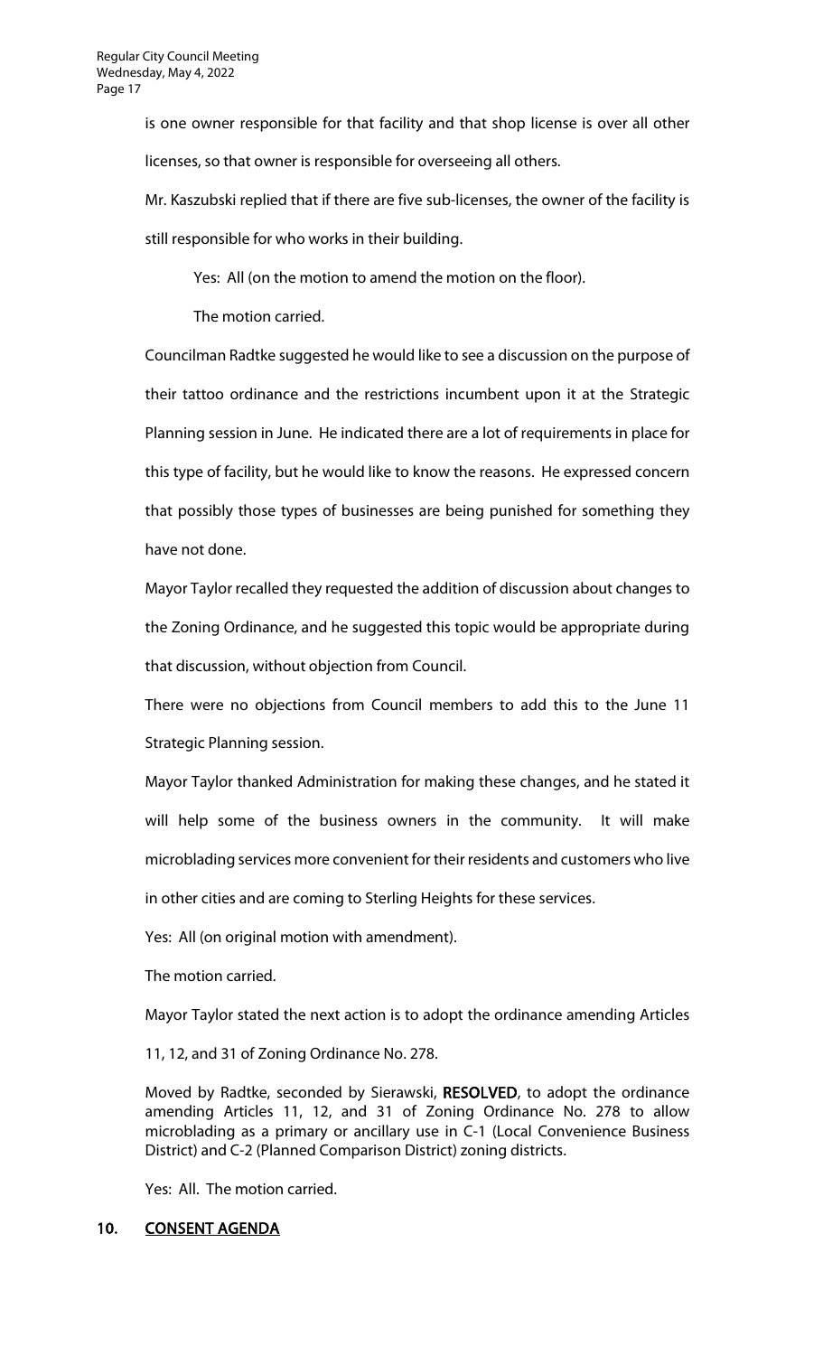is one owner responsible for that facility and that shop license is over all other licenses, so that owner is responsible for overseeing all others.

Mr. Kaszubski replied that if there are five sub-licenses, the owner of the facility is still responsible for who works in their building.

Yes: All (on the motion to amend the motion on the floor).

The motion carried.

Councilman Radtke suggested he would like to see a discussion on the purpose of their tattoo ordinance and the restrictions incumbent upon it at the Strategic Planning session in June. He indicated there are a lot of requirements in place for this type of facility, but he would like to know the reasons. He expressed concern that possibly those types of businesses are being punished for something they have not done.

Mayor Taylor recalled they requested the addition of discussion about changes to the Zoning Ordinance, and he suggested this topic would be appropriate during that discussion, without objection from Council.

There were no objections from Council members to add this to the June 11 Strategic Planning session.

Mayor Taylor thanked Administration for making these changes, and he stated it will help some of the business owners in the community. It will make microblading services more convenient for their residents and customers who live in other cities and are coming to Sterling Heights for these services.

Yes: All (on original motion with amendment).

The motion carried.

Mayor Taylor stated the next action is to adopt the ordinance amending Articles 11, 12, and 31 of Zoning Ordinance No. 278.

Moved by Radtke, seconded by Sierawski, **RESOLVED**, to adopt the ordinance amending Articles 11, 12, and 31 of Zoning Ordinance No. 278 to allow microblading as a primary or ancillary use in C-1 (Local Convenience Business District) and C-2 (Planned Comparison District) zoning districts.

Yes: All. The motion carried.

## 10. CONSENT AGENDA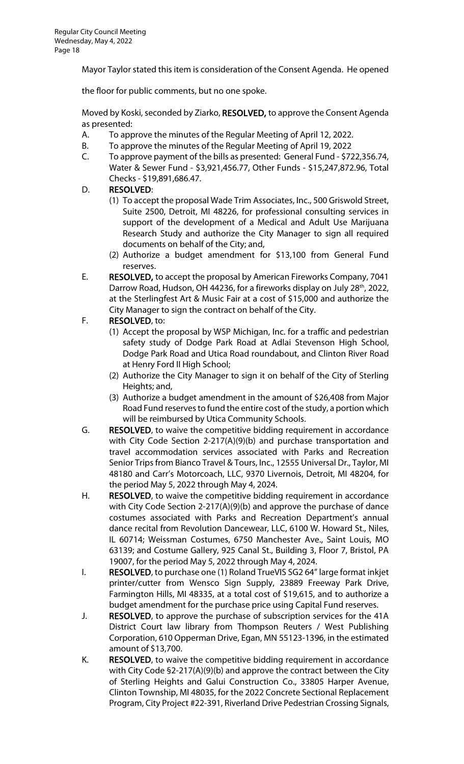Mayor Taylor stated this item is consideration of the Consent Agenda. He opened the floor for public comments, but no one spoke.

Moved by Koski, seconded by Ziarko, **RESOLVED,** to approve the Consent Agenda as presented:

A. To approve the minutes of the Regular Meeting of April 12, 2022.

B. To approve the minutes of the Regular Meeting of April 19, 2022

C. To approve payment of the bills as presented: General Fund - $722,356.74, Water & Sewer Fund - $3,921,456.77, Other Funds - $15,247,872.96, Total Checks - $19,891,686.47.

D. **RESOLVED**:
   (1) To accept the proposal Wade Trim Associates, Inc., 500 Griswold Street, Suite 2500, Detroit, MI 48226, for professional consulting services in support of the development of a Medical and Adult Use Marijuana Research Study and authorize the City Manager to sign all required documents on behalf of the City; and,
   (2) Authorize a budget amendment for $13,100 from General Fund reserves.

E. **RESOLVED,** to accept the proposal by American Fireworks Company, 7041 Darrow Road, Hudson, OH 44236, for a fireworks display on July 28th, 2022, at the Sterlingfest Art & Music Fair at a cost of $15,000 and authorize the City Manager to sign the contract on behalf of the City.

F. **RESOLVED**, to:
   (1) Accept the proposal by WSP Michigan, Inc. for a traffic and pedestrian safety study of Dodge Park Road at Adlai Stevenson High School, Dodge Park Road and Utica Road roundabout, and Clinton River Road at Henry Ford II High School;
   (2) Authorize the City Manager to sign it on behalf of the City of Sterling Heights; and,
   (3) Authorize a budget amendment in the amount of $26,408 from Major Road Fund reserves to fund the entire cost of the study, a portion which will be reimbursed by Utica Community Schools.

G. **RESOLVED**, to waive the competitive bidding requirement in accordance with City Code Section 2-217(A)(9)(b) and purchase transportation and travel accommodation services associated with Parks and Recreation Senior Trips from Bianco Travel & Tours, Inc., 12555 Universal Dr., Taylor, MI 48180 and Carr's Motorcoach, LLC, 9370 Livernois, Detroit, MI 48204, for the period May 5, 2022 through May 4, 2024.

H. **RESOLVED**, to waive the competitive bidding requirement in accordance with City Code Section 2-217(A)(9)(b) and approve the purchase of dance costumes associated with Parks and Recreation Department's annual dance recital from Revolution Dancewear, LLC, 6100 W. Howard St., Niles, IL 60714; Weissman Costumes, 6750 Manchester Ave., Saint Louis, MO 63139; and Costume Gallery, 925 Canal St., Building 3, Floor 7, Bristol, PA 19007, for the period May 5, 2022 through May 4, 2024.

I. **RESOLVED**, to purchase one (1) Roland TrueVIS SG2 64" large format inkjet printer/cutter from Wensco Sign Supply, 23889 Freeway Park Drive, Farmington Hills, MI 48335, at a total cost of $19,615, and to authorize a budget amendment for the purchase price using Capital Fund reserves.

J. **RESOLVED**, to approve the purchase of subscription services for the 41A District Court law library from Thompson Reuters / West Publishing Corporation, 610 Opperman Drive, Egan, MN 55123-1396, in the estimated amount of $13,700.

K. **RESOLVED**, to waive the competitive bidding requirement in accordance with City Code §2-217(A)(9)(b) and approve the contract between the City of Sterling Heights and Galui Construction Co., 33805 Harper Avenue, Clinton Township, MI 48035, for the 2022 Concrete Sectional Replacement Program, City Project #22-391, Riverland Drive Pedestrian Crossing Signals,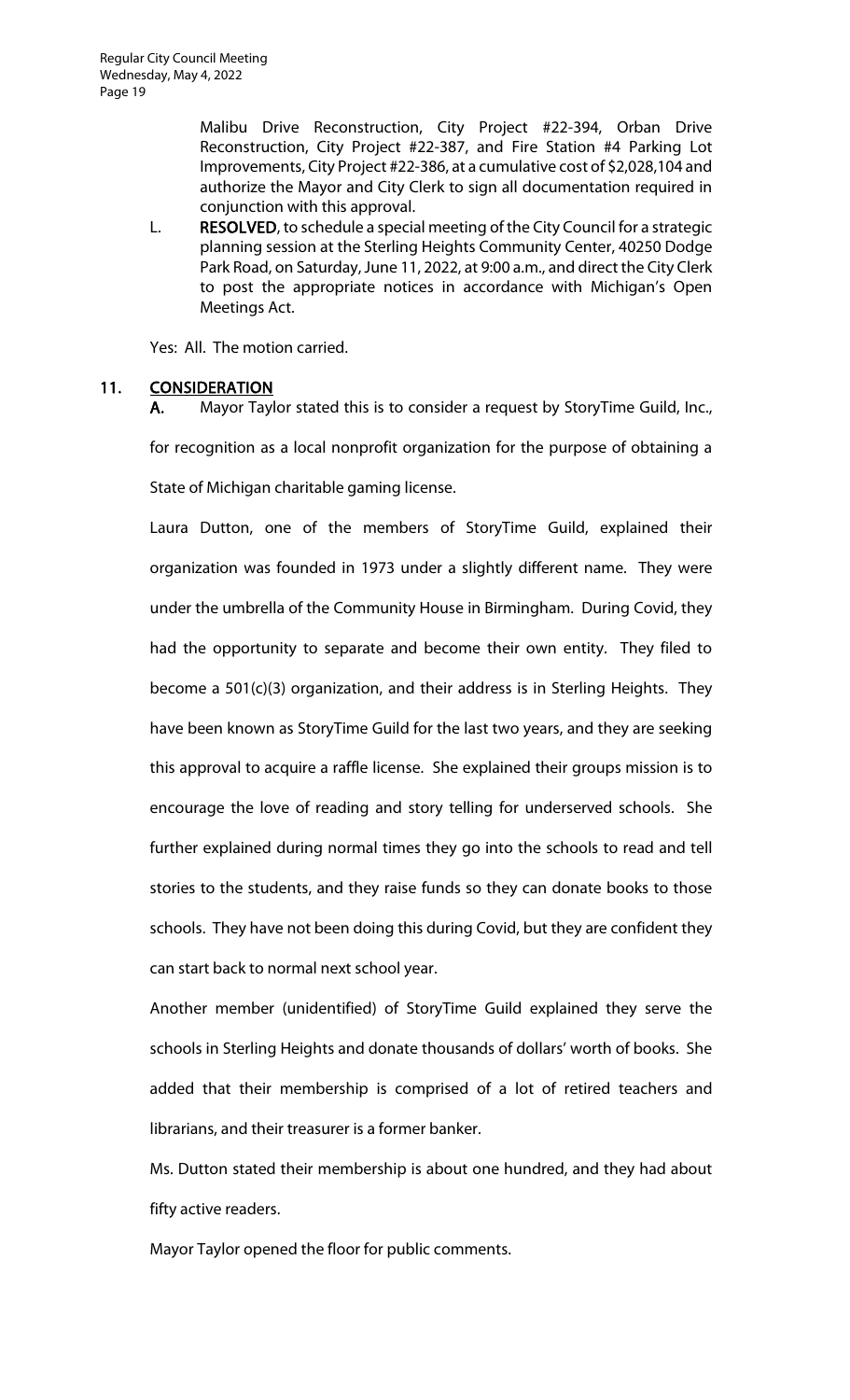Malibu Drive Reconstruction, City Project #22-394, Orban Drive Reconstruction, City Project #22-387, and Fire Station #4 Parking Lot Improvements, City Project #22-386, at a cumulative cost of $2,028,104 and authorize the Mayor and City Clerk to sign all documentation required in conjunction with this approval.

L. **RESOLVED**, to schedule a special meeting of the City Council for a strategic planning session at the Sterling Heights Community Center, 40250 Dodge Park Road, on Saturday, June 11, 2022, at 9:00 a.m., and direct the City Clerk to post the appropriate notices in accordance with Michigan's Open Meetings Act.

Yes: All. The motion carried.

## 11. CONSIDERATION

**A.** Mayor Taylor stated this is to consider a request by StoryTime Guild, Inc., for recognition as a local nonprofit organization for the purpose of obtaining a State of Michigan charitable gaming license.

Laura Dutton, one of the members of StoryTime Guild, explained their organization was founded in 1973 under a slightly different name. They were under the umbrella of the Community House in Birmingham. During Covid, they had the opportunity to separate and become their own entity. They filed to become a 501(c)(3) organization, and their address is in Sterling Heights. They have been known as StoryTime Guild for the last two years, and they are seeking this approval to acquire a raffle license. She explained their groups mission is to encourage the love of reading and story telling for underserved schools. She further explained during normal times they go into the schools to read and tell stories to the students, and they raise funds so they can donate books to those schools. They have not been doing this during Covid, but they are confident they can start back to normal next school year.

Another member (unidentified) of StoryTime Guild explained they serve the schools in Sterling Heights and donate thousands of dollars' worth of books. She added that their membership is comprised of a lot of retired teachers and librarians, and their treasurer is a former banker.

Ms. Dutton stated their membership is about one hundred, and they had about fifty active readers.

Mayor Taylor opened the floor for public comments.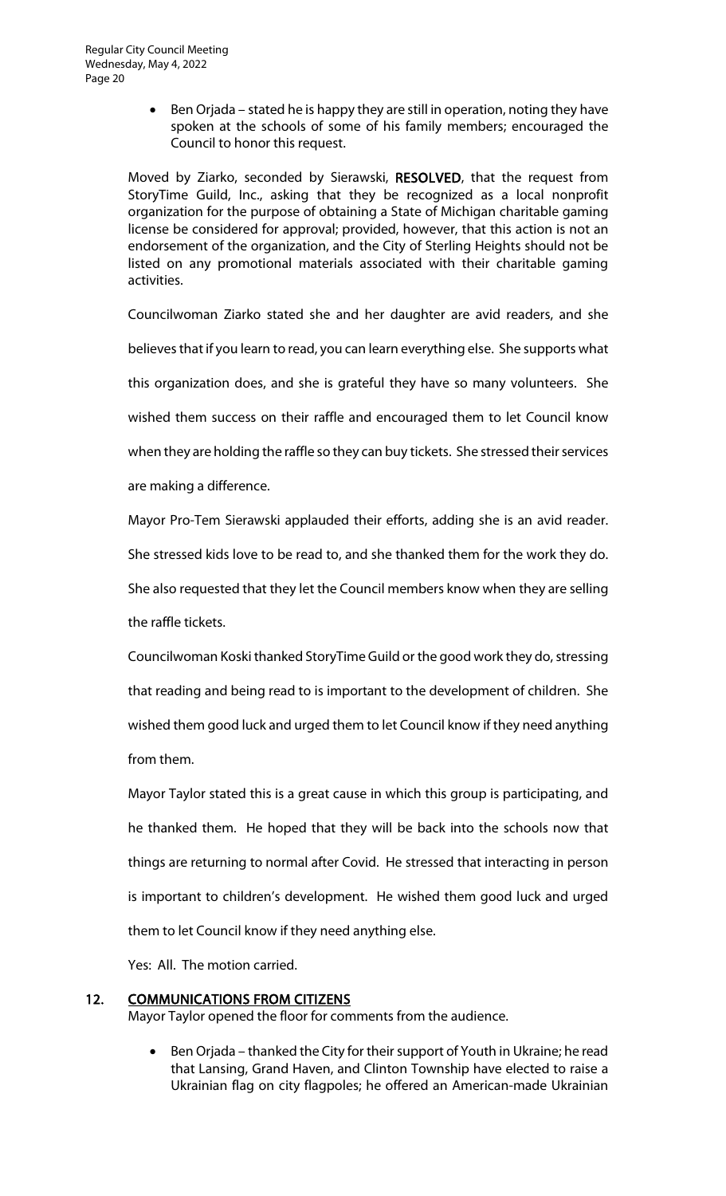- Ben Orjada – stated he is happy they are still in operation, noting they have spoken at the schools of some of his family members; encouraged the Council to honor this request.

Moved by Ziarko, seconded by Sierawski, **RESOLVED**, that the request from StoryTime Guild, Inc., asking that they be recognized as a local nonprofit organization for the purpose of obtaining a State of Michigan charitable gaming license be considered for approval; provided, however, that this action is not an endorsement of the organization, and the City of Sterling Heights should not be listed on any promotional materials associated with their charitable gaming activities.

Councilwoman Ziarko stated she and her daughter are avid readers, and she believes that if you learn to read, you can learn everything else. She supports what this organization does, and she is grateful they have so many volunteers. She wished them success on their raffle and encouraged them to let Council know when they are holding the raffle so they can buy tickets. She stressed their services are making a difference.

Mayor Pro-Tem Sierawski applauded their efforts, adding she is an avid reader. She stressed kids love to be read to, and she thanked them for the work they do. She also requested that they let the Council members know when they are selling the raffle tickets.

Councilwoman Koski thanked StoryTime Guild or the good work they do, stressing that reading and being read to is important to the development of children. She wished them good luck and urged them to let Council know if they need anything from them.

Mayor Taylor stated this is a great cause in which this group is participating, and he thanked them. He hoped that they will be back into the schools now that things are returning to normal after Covid. He stressed that interacting in person is important to children's development. He wished them good luck and urged them to let Council know if they need anything else.

Yes: All. The motion carried.

## 12. COMMUNICATIONS FROM CITIZENS

Mayor Taylor opened the floor for comments from the audience.

- Ben Orjada – thanked the City for their support of Youth in Ukraine; he read that Lansing, Grand Haven, and Clinton Township have elected to raise a Ukrainian flag on city flagpoles; he offered an American-made Ukrainian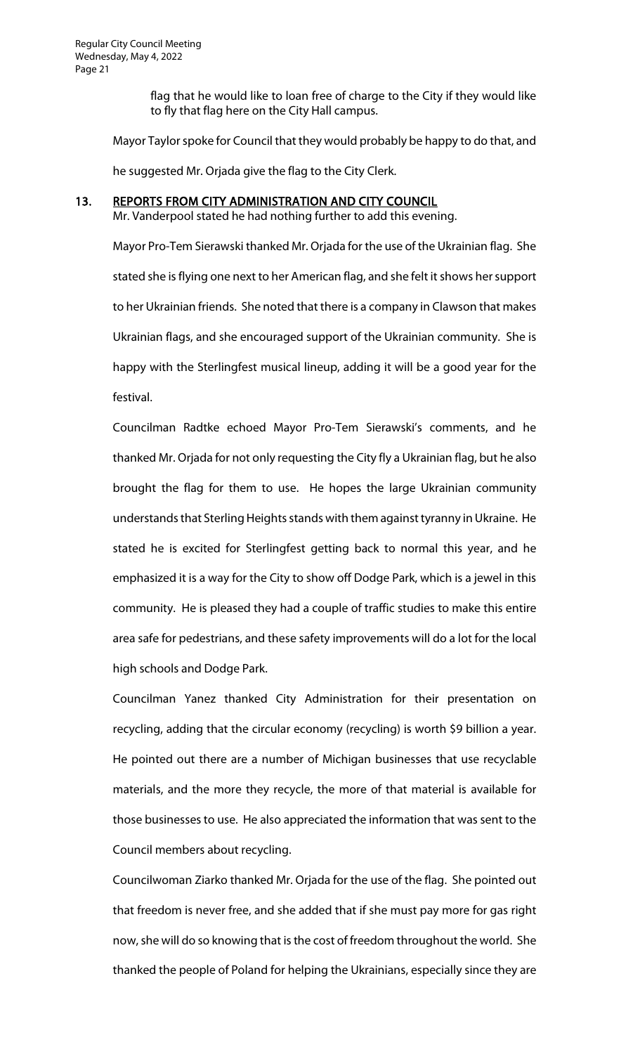flag that he would like to loan free of charge to the City if they would like to fly that flag here on the City Hall campus.

Mayor Taylor spoke for Council that they would probably be happy to do that, and he suggested Mr. Orjada give the flag to the City Clerk.

## 13. REPORTS FROM CITY ADMINISTRATION AND CITY COUNCIL

Mr. Vanderpool stated he had nothing further to add this evening.

Mayor Pro-Tem Sierawski thanked Mr. Orjada for the use of the Ukrainian flag. She stated she is flying one next to her American flag, and she felt it shows her support to her Ukrainian friends. She noted that there is a company in Clawson that makes Ukrainian flags, and she encouraged support of the Ukrainian community. She is happy with the Sterlingfest musical lineup, adding it will be a good year for the festival.

Councilman Radtke echoed Mayor Pro-Tem Sierawski's comments, and he thanked Mr. Orjada for not only requesting the City fly a Ukrainian flag, but he also brought the flag for them to use. He hopes the large Ukrainian community understands that Sterling Heights stands with them against tyranny in Ukraine. He stated he is excited for Sterlingfest getting back to normal this year, and he emphasized it is a way for the City to show off Dodge Park, which is a jewel in this community. He is pleased they had a couple of traffic studies to make this entire area safe for pedestrians, and these safety improvements will do a lot for the local high schools and Dodge Park.

Councilman Yanez thanked City Administration for their presentation on recycling, adding that the circular economy (recycling) is worth $9 billion a year. He pointed out there are a number of Michigan businesses that use recyclable materials, and the more they recycle, the more of that material is available for those businesses to use. He also appreciated the information that was sent to the Council members about recycling.

Councilwoman Ziarko thanked Mr. Orjada for the use of the flag. She pointed out that freedom is never free, and she added that if she must pay more for gas right now, she will do so knowing that is the cost of freedom throughout the world. She thanked the people of Poland for helping the Ukrainians, especially since they are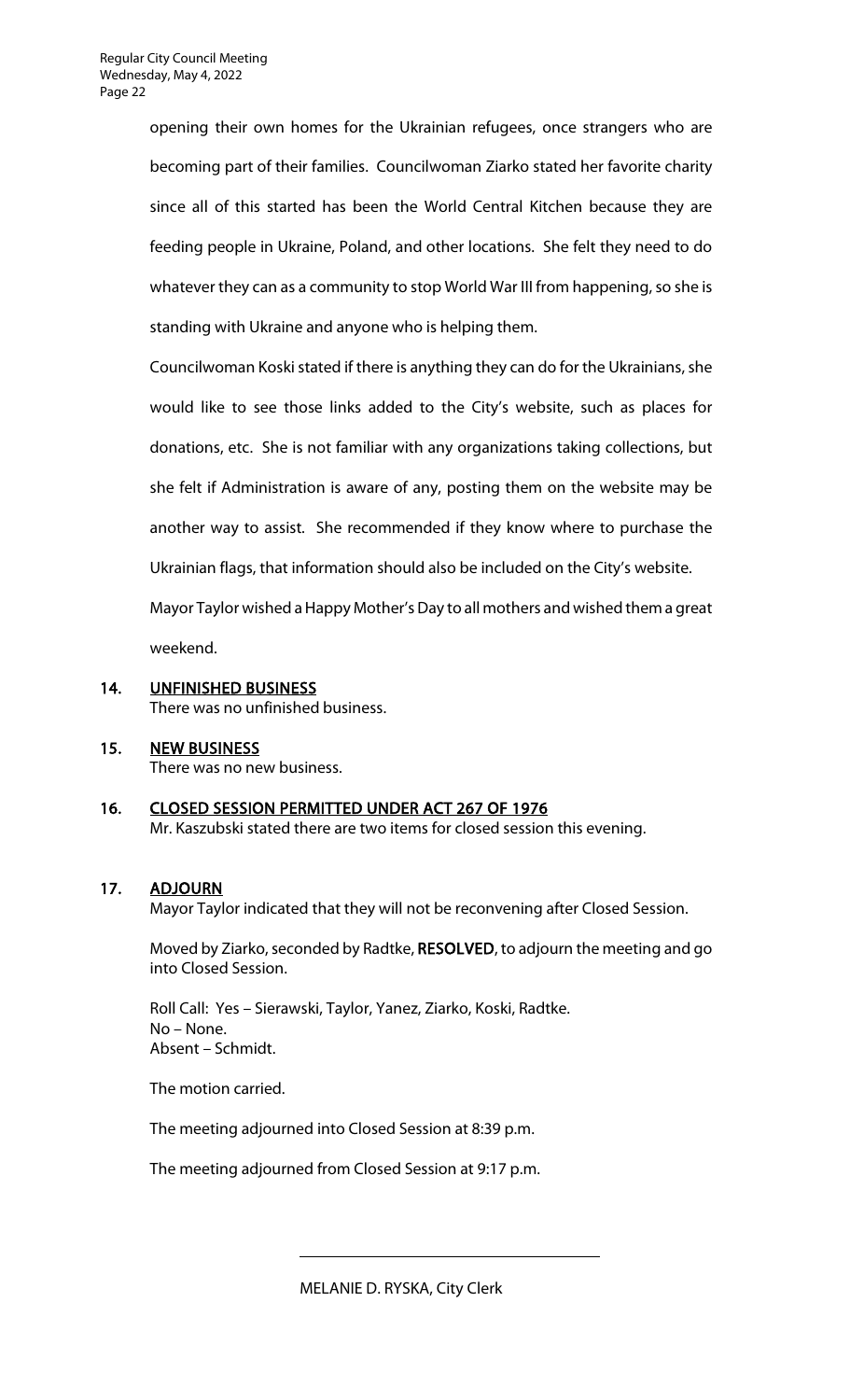opening their own homes for the Ukrainian refugees, once strangers who are becoming part of their families. Councilwoman Ziarko stated her favorite charity since all of this started has been the World Central Kitchen because they are feeding people in Ukraine, Poland, and other locations. She felt they need to do whatever they can as a community to stop World War III from happening, so she is standing with Ukraine and anyone who is helping them.

Councilwoman Koski stated if there is anything they can do for the Ukrainians, she would like to see those links added to the City's website, such as places for donations, etc. She is not familiar with any organizations taking collections, but she felt if Administration is aware of any, posting them on the website may be another way to assist. She recommended if they know where to purchase the Ukrainian flags, that information should also be included on the City's website.

Mayor Taylor wished a Happy Mother's Day to all mothers and wished them a great weekend.

## 14. UNFINISHED BUSINESS

There was no unfinished business.

## 15. NEW BUSINESS

There was no new business.

## 16. CLOSED SESSION PERMITTED UNDER ACT 267 OF 1976

Mr. Kaszubski stated there are two items for closed session this evening.

## 17. ADJOURN

Mayor Taylor indicated that they will not be reconvening after Closed Session.

Moved by Ziarko, seconded by Radtke, **RESOLVED**, to adjourn the meeting and go into Closed Session.

Roll Call: Yes – Sierawski, Taylor, Yanez, Ziarko, Koski, Radtke.
No – None.
Absent – Schmidt.

The motion carried.

The meeting adjourned into Closed Session at 8:39 p.m.

The meeting adjourned from Closed Session at 9:17 p.m.

MELANIE D. RYSKA, City Clerk